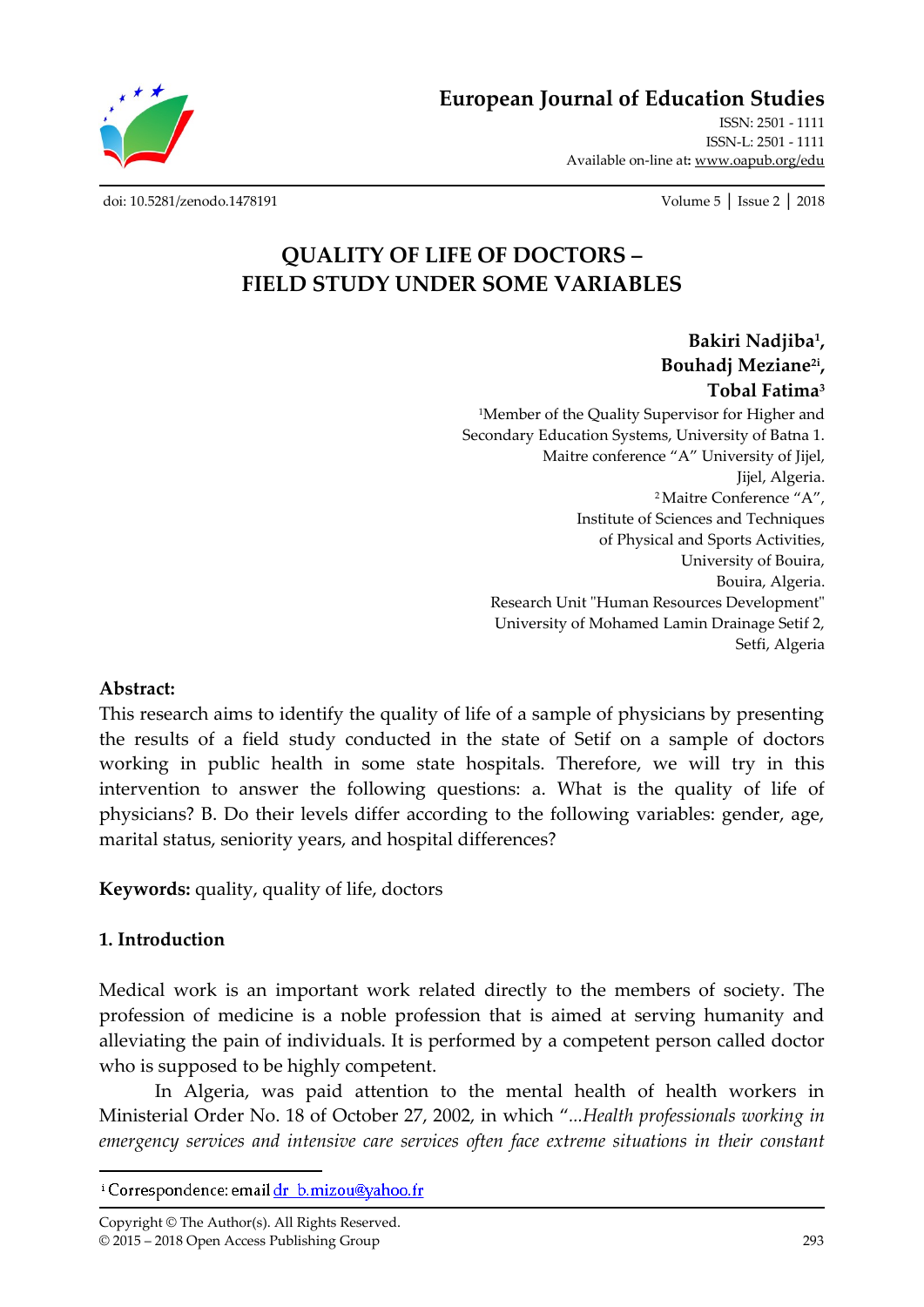# QUALITY OF LIFE OF DOCTORS – FIELD STUDY UNDER SOME VARIABLES

**Bakiri Nadjiba[1],**
**Bouhadj Meziane[2i],**
**Tobal Fatima[3]**

[1]Member of the Quality Supervisor for Higher and Secondary Education Systems, University of Batna 1.
Maitre conference "A" University of Jijel,
Jijel, Algeria.
[2]Maitre Conference "A",
Institute of Sciences and Techniques
of Physical and Sports Activities,
University of Bouira,
Bouira, Algeria.
Research Unit "Human Resources Development"
University of Mohamed Lamin Drainage Setif 2,
Setfi, Algeria

**Abstract:**

This research aims to identify the quality of life of a sample of physicians by presenting the results of a field study conducted in the state of Setif on a sample of doctors working in public health in some state hospitals. Therefore, we will try in this intervention to answer the following questions: a. What is the quality of life of physicians? B. Do their levels differ according to the following variables: gender, age, marital status, seniority years, and hospital differences?

**Keywords:** quality, quality of life, doctors

## 1. Introduction

Medical work is an important work related directly to the members of society. The profession of medicine is a noble profession that is aimed at serving humanity and alleviating the pain of individuals. It is performed by a competent person called doctor who is supposed to be highly competent.

In Algeria, was paid attention to the mental health of health workers in Ministerial Order No. 18 of October 27, 2002, in which "*...Health professionals working in emergency services and intensive care services often face extreme situations in their constant*

---

[i] Correspondence: email dr_b.mizou@yahoo.fr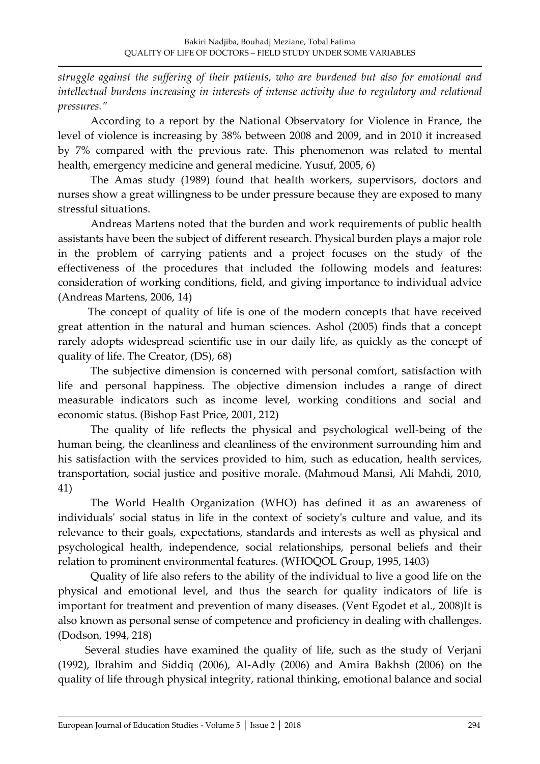*struggle against the suffering of their patients, who are burdened but also for emotional and intellectual burdens increasing in interests of intense activity due to regulatory and relational pressures."*

According to a report by the National Observatory for Violence in France, the level of violence is increasing by 38% between 2008 and 2009, and in 2010 it increased by 7% compared with the previous rate. This phenomenon was related to mental health, emergency medicine and general medicine. Yusuf, 2005, 6)

The Amas study (1989) found that health workers, supervisors, doctors and nurses show a great willingness to be under pressure because they are exposed to many stressful situations.

Andreas Martens noted that the burden and work requirements of public health assistants have been the subject of different research. Physical burden plays a major role in the problem of carrying patients and a project focuses on the study of the effectiveness of the procedures that included the following models and features: consideration of working conditions, field, and giving importance to individual advice (Andreas Martens, 2006, 14)

The concept of quality of life is one of the modern concepts that have received great attention in the natural and human sciences. Ashol (2005) finds that a concept rarely adopts widespread scientific use in our daily life, as quickly as the concept of quality of life. The Creator, (DS), 68)

The subjective dimension is concerned with personal comfort, satisfaction with life and personal happiness. The objective dimension includes a range of direct measurable indicators such as income level, working conditions and social and economic status. (Bishop Fast Price, 2001, 212)

The quality of life reflects the physical and psychological well-being of the human being, the cleanliness and cleanliness of the environment surrounding him and his satisfaction with the services provided to him, such as education, health services, transportation, social justice and positive morale. (Mahmoud Mansi, Ali Mahdi, 2010, 41)

The World Health Organization (WHO) has defined it as an awareness of individuals' social status in life in the context of society's culture and value, and its relevance to their goals, expectations, standards and interests as well as physical and psychological health, independence, social relationships, personal beliefs and their relation to prominent environmental features. (WHOQOL Group, 1995, 1403)

Quality of life also refers to the ability of the individual to live a good life on the physical and emotional level, and thus the search for quality indicators of life is important for treatment and prevention of many diseases. (Vent Egodet et al., 2008)It is also known as personal sense of competence and proficiency in dealing with challenges. (Dodson, 1994, 218)

Several studies have examined the quality of life, such as the study of Verjani (1992), Ibrahim and Siddiq (2006), Al-Adly (2006) and Amira Bakhsh (2006) on the quality of life through physical integrity, rational thinking, emotional balance and social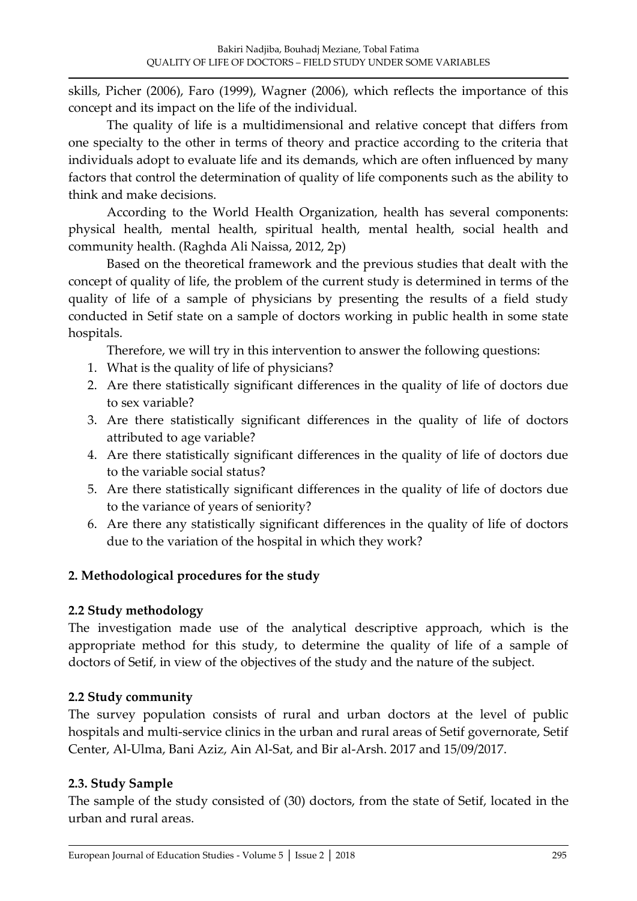skills, Picher (2006), Faro (1999), Wagner (2006), which reflects the importance of this concept and its impact on the life of the individual.

The quality of life is a multidimensional and relative concept that differs from one specialty to the other in terms of theory and practice according to the criteria that individuals adopt to evaluate life and its demands, which are often influenced by many factors that control the determination of quality of life components such as the ability to think and make decisions.

According to the World Health Organization, health has several components: physical health, mental health, spiritual health, mental health, social health and community health. (Raghda Ali Naissa, 2012, 2p)

Based on the theoretical framework and the previous studies that dealt with the concept of quality of life, the problem of the current study is determined in terms of the quality of life of a sample of physicians by presenting the results of a field study conducted in Setif state on a sample of doctors working in public health in some state hospitals.

Therefore, we will try in this intervention to answer the following questions:

1. What is the quality of life of physicians?
2. Are there statistically significant differences in the quality of life of doctors due to sex variable?
3. Are there statistically significant differences in the quality of life of doctors attributed to age variable?
4. Are there statistically significant differences in the quality of life of doctors due to the variable social status?
5. Are there statistically significant differences in the quality of life of doctors due to the variance of years of seniority?
6. Are there any statistically significant differences in the quality of life of doctors due to the variation of the hospital in which they work?

## 2. Methodological procedures for the study

### 2.2 Study methodology

The investigation made use of the analytical descriptive approach, which is the appropriate method for this study, to determine the quality of life of a sample of doctors of Setif, in view of the objectives of the study and the nature of the subject.

### 2.2 Study community

The survey population consists of rural and urban doctors at the level of public hospitals and multi-service clinics in the urban and rural areas of Setif governorate, Setif Center, Al-Ulma, Bani Aziz, Ain Al-Sat, and Bir al-Arsh. 2017 and 15/09/2017.

### 2.3. Study Sample

The sample of the study consisted of (30) doctors, from the state of Setif, located in the urban and rural areas.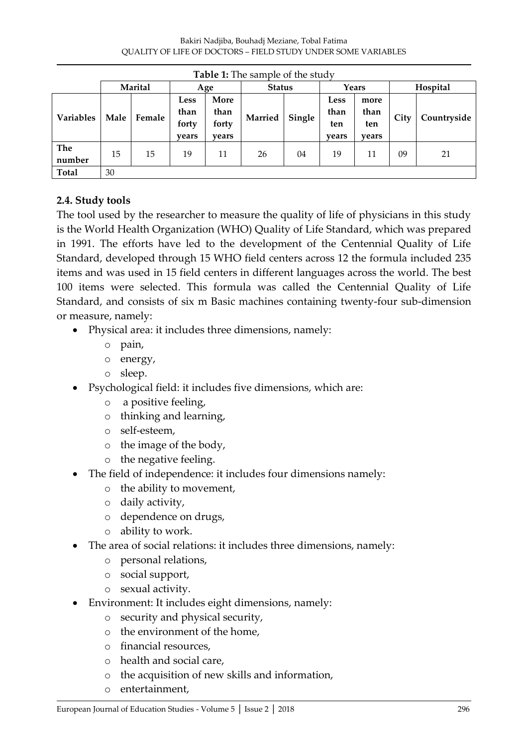**Table 1:** The sample of the study

| | Marital | | Age | | Status | | Years | | Hospital | |
|---|---|---|---|---|---|---|---|---|---|---|
| **Variables** | **Male** | **Female** | **Less than forty years** | **More than forty years** | **Married** | **Single** | **Less than ten years** | **more than ten years** | **City** | **Countryside** |
| **The number** | 15 | 15 | 19 | 11 | 26 | 04 | 19 | 11 | 09 | 21 |
| **Total** | 30 | | | | | | | | | |

### 2.4. Study tools

The tool used by the researcher to measure the quality of life of physicians in this study is the World Health Organization (WHO) Quality of Life Standard, which was prepared in 1991. The efforts have led to the development of the Centennial Quality of Life Standard, developed through 15 WHO field centers across 12 the formula included 235 items and was used in 15 field centers in different languages across the world. The best 100 items were selected. This formula was called the Centennial Quality of Life Standard, and consists of six m Basic machines containing twenty-four sub-dimension or measure, namely:

- Physical area: it includes three dimensions, namely:
  - pain,
  - energy,
  - sleep.
- Psychological field: it includes five dimensions, which are:
  - a positive feeling,
  - thinking and learning,
  - self-esteem,
  - the image of the body,
  - the negative feeling.
- The field of independence: it includes four dimensions namely:
  - the ability to movement,
  - daily activity,
  - dependence on drugs,
  - ability to work.
- The area of social relations: it includes three dimensions, namely:
  - personal relations,
  - social support,
  - sexual activity.
- Environment: It includes eight dimensions, namely:
  - security and physical security,
  - the environment of the home,
  - financial resources,
  - health and social care,
  - the acquisition of new skills and information,
  - entertainment,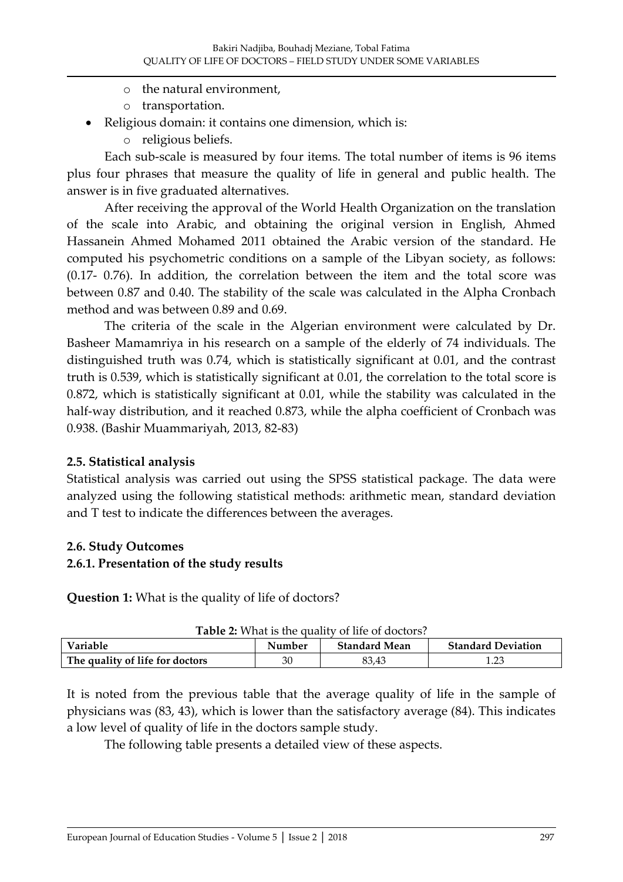- the natural environment,
  - transportation.
- Religious domain: it contains one dimension, which is:
  - religious beliefs.

Each sub-scale is measured by four items. The total number of items is 96 items plus four phrases that measure the quality of life in general and public health. The answer is in five graduated alternatives.

After receiving the approval of the World Health Organization on the translation of the scale into Arabic, and obtaining the original version in English, Ahmed Hassanein Ahmed Mohamed 2011 obtained the Arabic version of the standard. He computed his psychometric conditions on a sample of the Libyan society, as follows: (0.17- 0.76). In addition, the correlation between the item and the total score was between 0.87 and 0.40. The stability of the scale was calculated in the Alpha Cronbach method and was between 0.89 and 0.69.

The criteria of the scale in the Algerian environment were calculated by Dr. Basheer Mamamriya in his research on a sample of the elderly of 74 individuals. The distinguished truth was 0.74, which is statistically significant at 0.01, and the contrast truth is 0.539, which is statistically significant at 0.01, the correlation to the total score is 0.872, which is statistically significant at 0.01, while the stability was calculated in the half-way distribution, and it reached 0.873, while the alpha coefficient of Cronbach was 0.938. (Bashir Muammariyah, 2013, 82-83)

### 2.5. Statistical analysis

Statistical analysis was carried out using the SPSS statistical package. The data were analyzed using the following statistical methods: arithmetic mean, standard deviation and T test to indicate the differences between the averages.

### 2.6. Study Outcomes

#### 2.6.1. Presentation of the study results

**Question 1:** What is the quality of life of doctors?

**Table 2:** What is the quality of life of doctors?

| Variable | Number | Standard Mean | Standard Deviation |
|---|---|---|---|
| The quality of life for doctors | 30 | 83,43 | 1.23 |

It is noted from the previous table that the average quality of life in the sample of physicians was (83, 43), which is lower than the satisfactory average (84). This indicates a low level of quality of life in the doctors sample study.

The following table presents a detailed view of these aspects.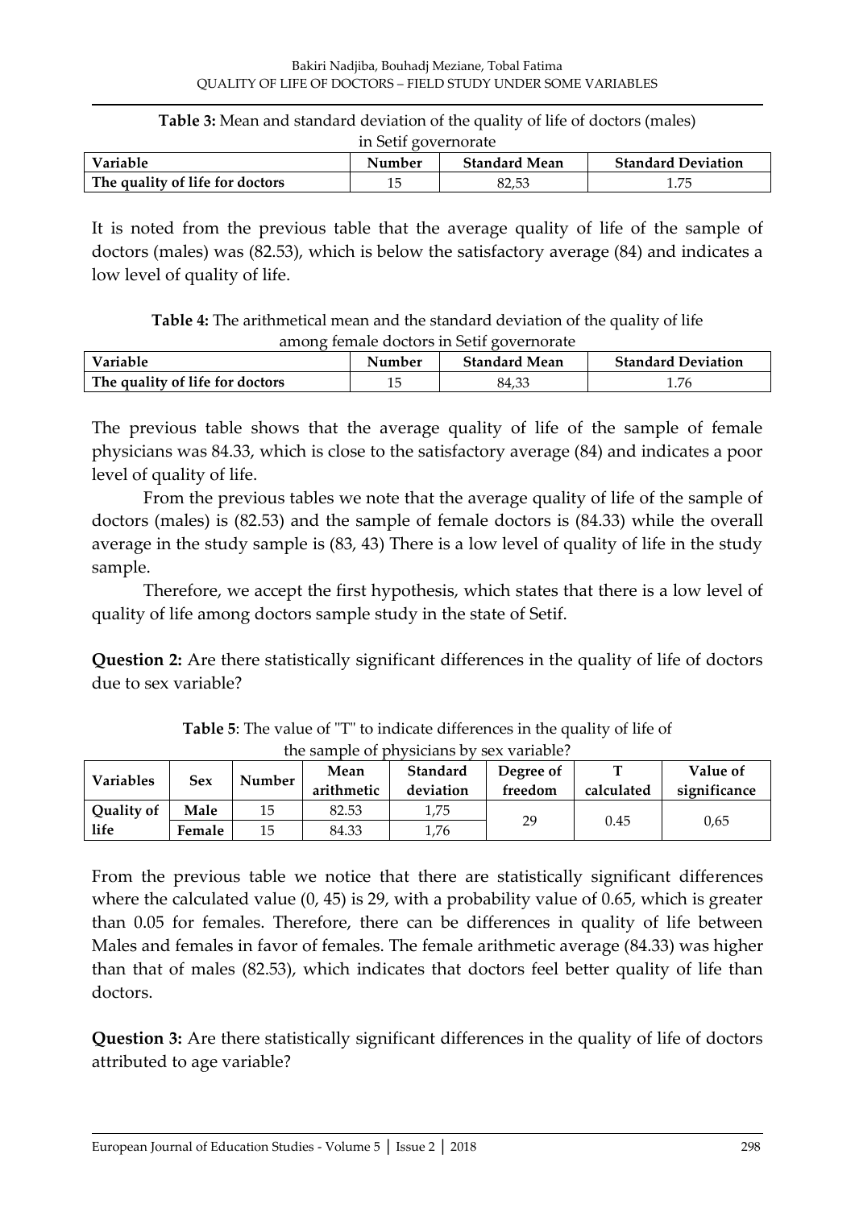**Table 3:** Mean and standard deviation of the quality of life of doctors (males) in Setif governorate

| Variable | Number | Standard Mean | Standard Deviation |
|---|---|---|---|
| **The quality of life for doctors** | 15 | 82,53 | 1.75 |

It is noted from the previous table that the average quality of life of the sample of doctors (males) was (82.53), which is below the satisfactory average (84) and indicates a low level of quality of life.

**Table 4:** The arithmetical mean and the standard deviation of the quality of life among female doctors in Setif governorate

| Variable | Number | Standard Mean | Standard Deviation |
|---|---|---|---|
| **The quality of life for doctors** | 15 | 84,33 | 1.76 |

The previous table shows that the average quality of life of the sample of female physicians was 84.33, which is close to the satisfactory average (84) and indicates a poor level of quality of life.

From the previous tables we note that the average quality of life of the sample of doctors (males) is (82.53) and the sample of female doctors is (84.33) while the overall average in the study sample is (83, 43) There is a low level of quality of life in the study sample.

Therefore, we accept the first hypothesis, which states that there is a low level of quality of life among doctors sample study in the state of Setif.

**Question 2:** Are there statistically significant differences in the quality of life of doctors due to sex variable?

**Table 5**: The value of "T" to indicate differences in the quality of life of the sample of physicians by sex variable?

| Variables | Sex | Number | Mean arithmetic | Standard deviation | Degree of freedom | T calculated | Value of significance |
|---|---|---|---|---|---|---|---|
| **Quality of life** | **Male** | 15 | 82.53 | 1,75 | 29 | 0.45 | 0,65 |
| | **Female** | 15 | 84.33 | 1,76 | | | |

From the previous table we notice that there are statistically significant differences where the calculated value (0, 45) is 29, with a probability value of 0.65, which is greater than 0.05 for females. Therefore, there can be differences in quality of life between Males and females in favor of females. The female arithmetic average (84.33) was higher than that of males (82.53), which indicates that doctors feel better quality of life than doctors.

**Question 3:** Are there statistically significant differences in the quality of life of doctors attributed to age variable?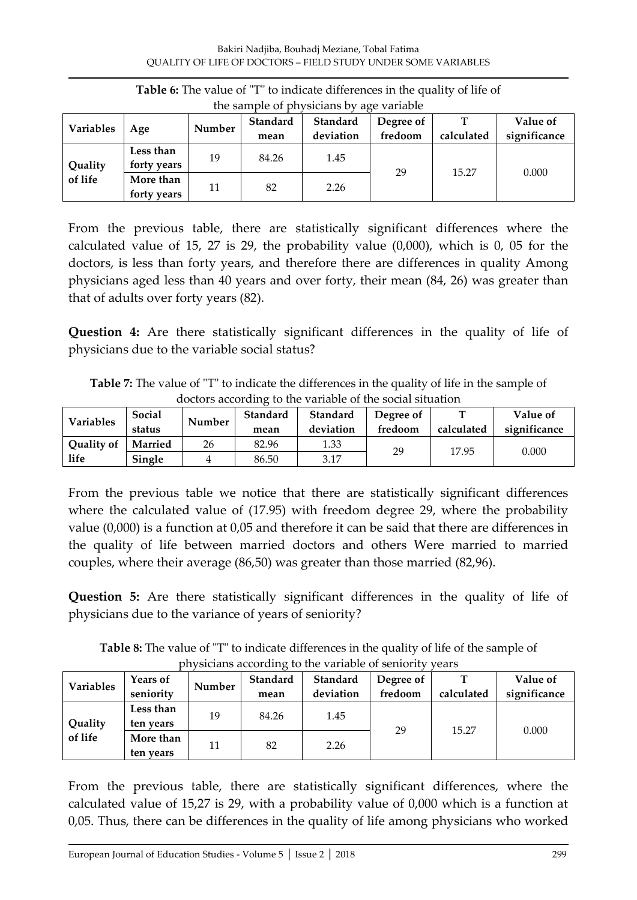**Table 6:** The value of "T" to indicate differences in the quality of life of the sample of physicians by age variable

| Variables | Age | Number | Standard mean | Standard deviation | Degree of fredoom | T calculated | Value of significance |
|---|---|---|---|---|---|---|---|
| Quality of life | Less than forty years | 19 | 84.26 | 1.45 | 29 | 15.27 | 0.000 |
| | More than forty years | 11 | 82 | 2.26 | | | |

From the previous table, there are statistically significant differences where the calculated value of 15, 27 is 29, the probability value (0,000), which is 0, 05 for the doctors, is less than forty years, and therefore there are differences in quality Among physicians aged less than 40 years and over forty, their mean (84, 26) was greater than that of adults over forty years (82).

**Question 4:** Are there statistically significant differences in the quality of life of physicians due to the variable social status?

**Table 7:** The value of "T" to indicate the differences in the quality of life in the sample of doctors according to the variable of the social situation

| Variables | Social status | Number | Standard mean | Standard deviation | Degree of fredoom | T calculated | Value of significance |
|---|---|---|---|---|---|---|---|
| Quality of life | Married | 26 | 82.96 | 1.33 | 29 | 17.95 | 0.000 |
| | Single | 4 | 86.50 | 3.17 | | | |

From the previous table we notice that there are statistically significant differences where the calculated value of (17.95) with freedom degree 29, where the probability value (0,000) is a function at 0,05 and therefore it can be said that there are differences in the quality of life between married doctors and others Were married to married couples, where their average (86,50) was greater than those married (82,96).

**Question 5:** Are there statistically significant differences in the quality of life of physicians due to the variance of years of seniority?

**Table 8:** The value of "T" to indicate differences in the quality of life of the sample of physicians according to the variable of seniority years

| Variables | Years of seniority | Number | Standard mean | Standard deviation | Degree of fredoom | T calculated | Value of significance |
|---|---|---|---|---|---|---|---|
| Quality of life | Less than ten years | 19 | 84.26 | 1.45 | 29 | 15.27 | 0.000 |
| | More than ten years | 11 | 82 | 2.26 | | | |

From the previous table, there are statistically significant differences, where the calculated value of 15,27 is 29, with a probability value of 0,000 which is a function at 0,05. Thus, there can be differences in the quality of life among physicians who worked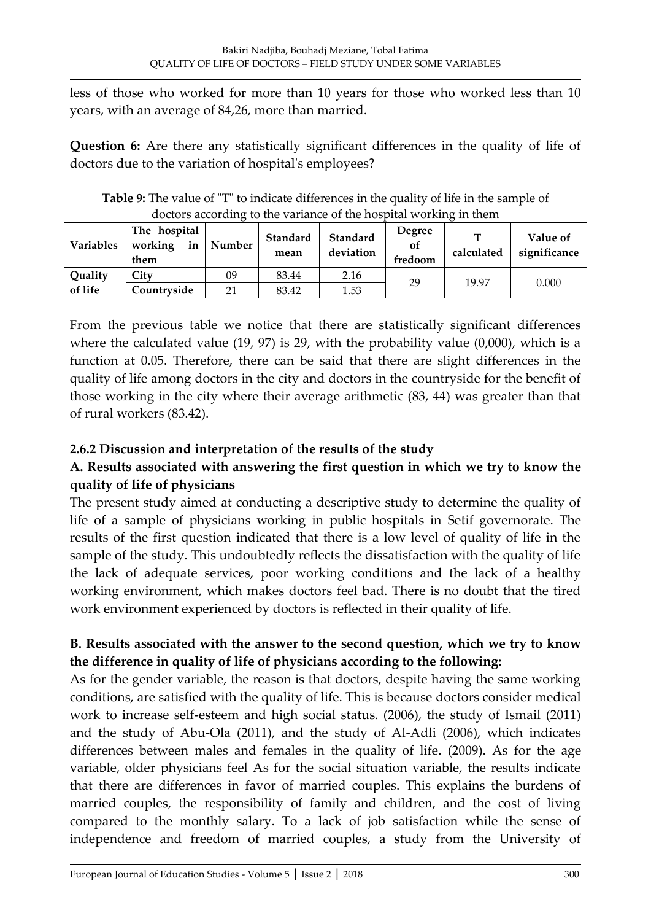less of those who worked for more than 10 years for those who worked less than 10 years, with an average of 84,26, more than married.

**Question 6:** Are there any statistically significant differences in the quality of life of doctors due to the variation of hospital's employees?

**Table 9:** The value of "T" to indicate differences in the quality of life in the sample of doctors according to the variance of the hospital working in them

| Variables | The hospital working in them | Number | Standard mean | Standard deviation | Degree of fredoom | T calculated | Value of significance |
|---|---|---|---|---|---|---|---|
| Quality of life | City | 09 | 83.44 | 2.16 | 29 | 19.97 | 0.000 |
| | Countryside | 21 | 83.42 | 1.53 | | | |

From the previous table we notice that there are statistically significant differences where the calculated value (19, 97) is 29, with the probability value (0,000), which is a function at 0.05. Therefore, there can be said that there are slight differences in the quality of life among doctors in the city and doctors in the countryside for the benefit of those working in the city where their average arithmetic (83, 44) was greater than that of rural workers (83.42).

### 2.6.2 Discussion and interpretation of the results of the study

#### A. Results associated with answering the first question in which we try to know the quality of life of physicians

The present study aimed at conducting a descriptive study to determine the quality of life of a sample of physicians working in public hospitals in Setif governorate. The results of the first question indicated that there is a low level of quality of life in the sample of the study. This undoubtedly reflects the dissatisfaction with the quality of life the lack of adequate services, poor working conditions and the lack of a healthy working environment, which makes doctors feel bad. There is no doubt that the tired work environment experienced by doctors is reflected in their quality of life.

#### B. Results associated with the answer to the second question, which we try to know the difference in quality of life of physicians according to the following:

As for the gender variable, the reason is that doctors, despite having the same working conditions, are satisfied with the quality of life. This is because doctors consider medical work to increase self-esteem and high social status. (2006), the study of Ismail (2011) and the study of Abu-Ola (2011), and the study of Al-Adli (2006), which indicates differences between males and females in the quality of life. (2009). As for the age variable, older physicians feel As for the social situation variable, the results indicate that there are differences in favor of married couples. This explains the burdens of married couples, the responsibility of family and children, and the cost of living compared to the monthly salary. To a lack of job satisfaction while the sense of independence and freedom of married couples, a study from the University of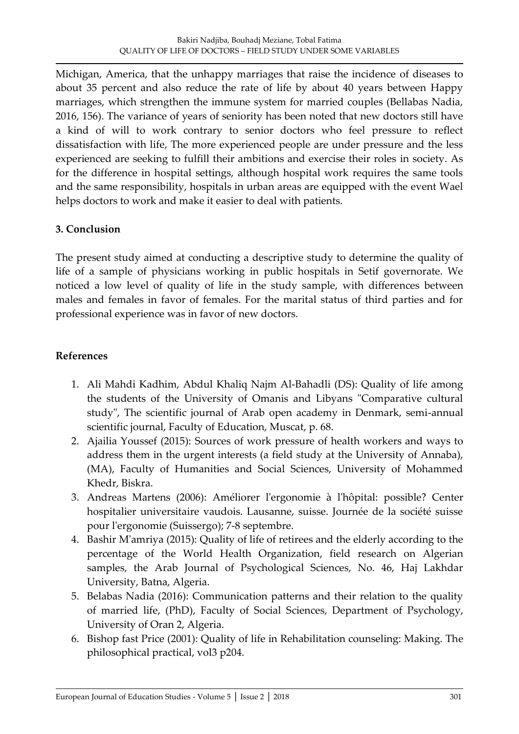Michigan, America, that the unhappy marriages that raise the incidence of diseases to about 35 percent and also reduce the rate of life by about 40 years between Happy marriages, which strengthen the immune system for married couples (Bellabas Nadia, 2016, 156). The variance of years of seniority has been noted that new doctors still have a kind of will to work contrary to senior doctors who feel pressure to reflect dissatisfaction with life, The more experienced people are under pressure and the less experienced are seeking to fulfill their ambitions and exercise their roles in society. As for the difference in hospital settings, although hospital work requires the same tools and the same responsibility, hospitals in urban areas are equipped with the event Wael helps doctors to work and make it easier to deal with patients.

## 3. Conclusion

The present study aimed at conducting a descriptive study to determine the quality of life of a sample of physicians working in public hospitals in Setif governorate. We noticed a low level of quality of life in the study sample, with differences between males and females in favor of females. For the marital status of third parties and for professional experience was in favor of new doctors.

## References

1. Ali Mahdi Kadhim, Abdul Khaliq Najm Al-Bahadli (DS): Quality of life among the students of the University of Omanis and Libyans "Comparative cultural study", The scientific journal of Arab open academy in Denmark, semi-annual scientific journal, Faculty of Education, Muscat, p. 68.
2. Ajailia Youssef (2015): Sources of work pressure of health workers and ways to address them in the urgent interests (a field study at the University of Annaba), (MA), Faculty of Humanities and Social Sciences, University of Mohammed Khedr, Biskra.
3. Andreas Martens (2006): Améliorer l'ergonomie à l'hôpital: possible? Center hospitalier universitaire vaudois. Lausanne, suisse. Journée de la société suisse pour l'ergonomie (Suissergo); 7-8 septembre.
4. Bashir M'amriya (2015): Quality of life of retirees and the elderly according to the percentage of the World Health Organization, field research on Algerian samples, the Arab Journal of Psychological Sciences, No. 46, Haj Lakhdar University, Batna, Algeria.
5. Belabas Nadia (2016): Communication patterns and their relation to the quality of married life, (PhD), Faculty of Social Sciences, Department of Psychology, University of Oran 2, Algeria.
6. Bishop fast Price (2001): Quality of life in Rehabilitation counseling: Making. The philosophical practical, vol3 p204.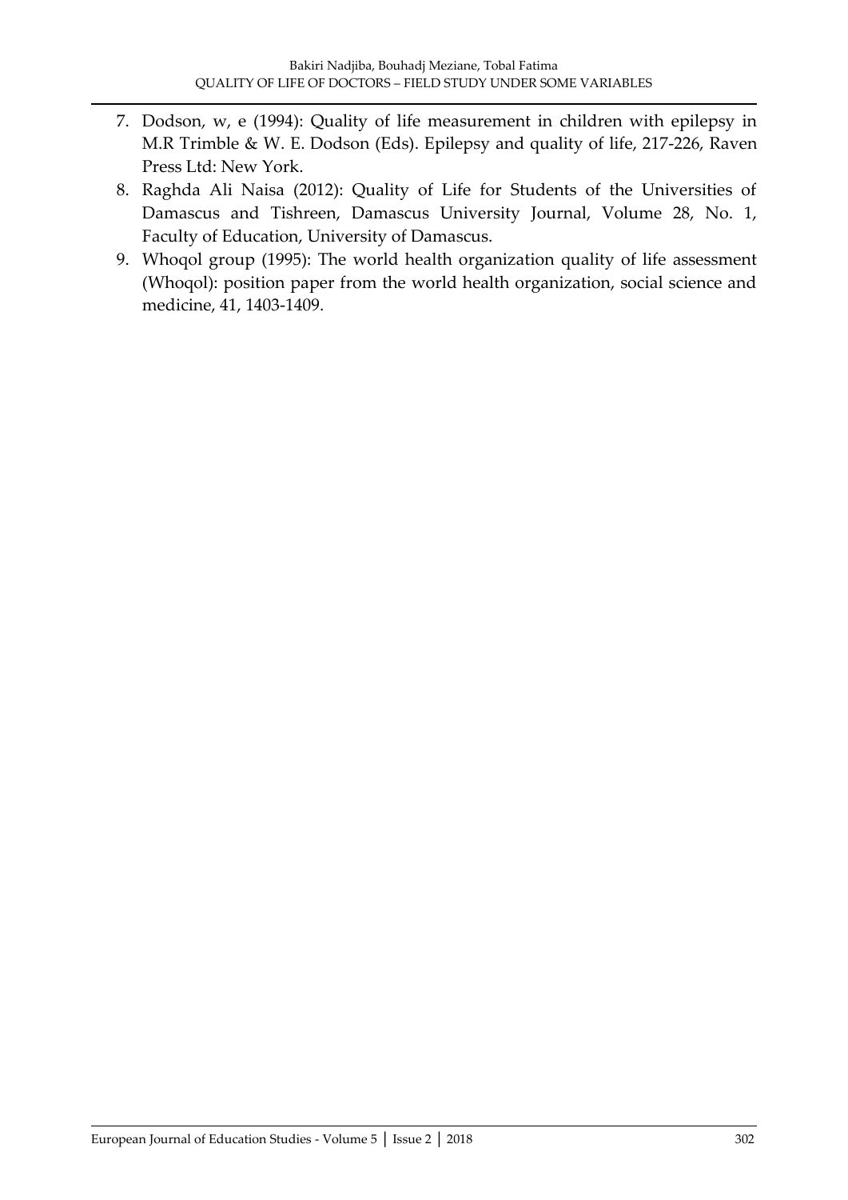7. Dodson, w, e (1994): Quality of life measurement in children with epilepsy in M.R Trimble & W. E. Dodson (Eds). Epilepsy and quality of life, 217-226, Raven Press Ltd: New York.
8. Raghda Ali Naisa (2012): Quality of Life for Students of the Universities of Damascus and Tishreen, Damascus University Journal, Volume 28, No. 1, Faculty of Education, University of Damascus.
9. Whoqol group (1995): The world health organization quality of life assessment (Whoqol): position paper from the world health organization, social science and medicine, 41, 1403-1409.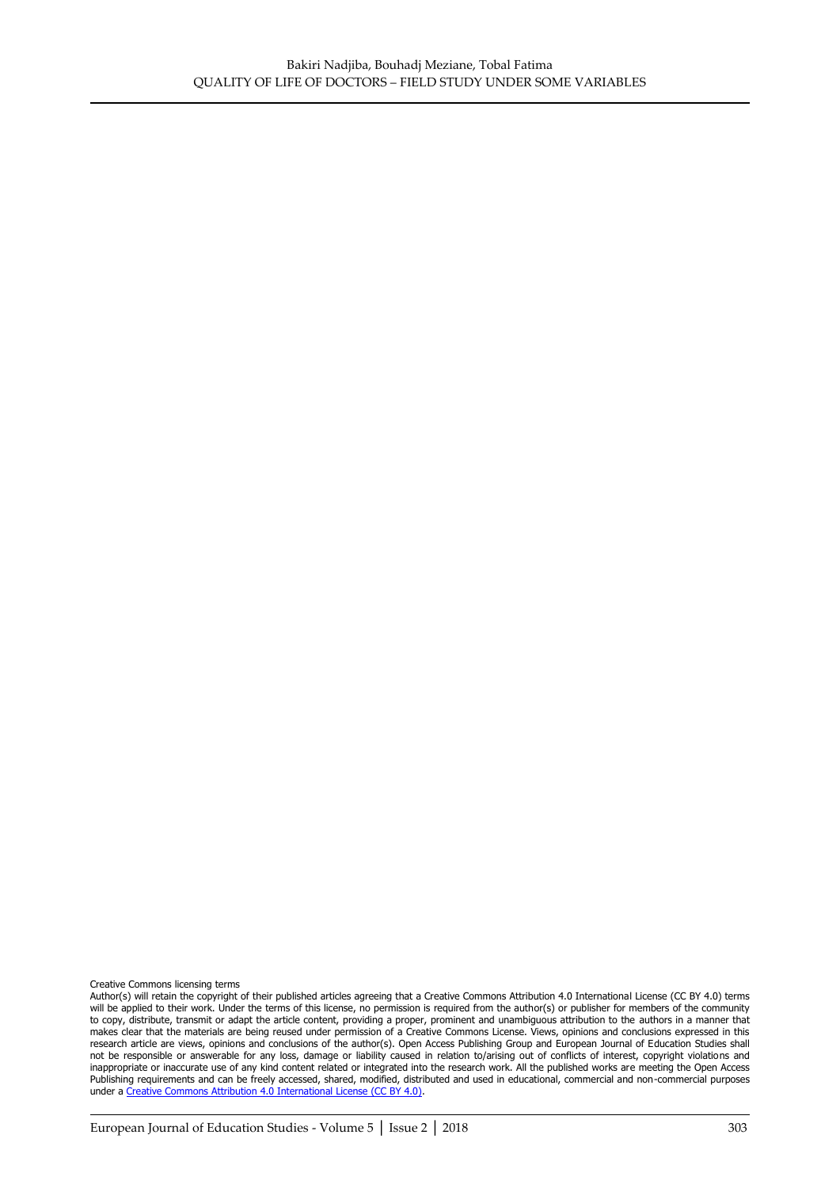Creative Commons licensing terms

Author(s) will retain the copyright of their published articles agreeing that a Creative Commons Attribution 4.0 International License (CC BY 4.0) terms will be applied to their work. Under the terms of this license, no permission is required from the author(s) or publisher for members of the community to copy, distribute, transmit or adapt the article content, providing a proper, prominent and unambiguous attribution to the authors in a manner that makes clear that the materials are being reused under permission of a Creative Commons License. Views, opinions and conclusions expressed in this research article are views, opinions and conclusions of the author(s). Open Access Publishing Group and European Journal of Education Studies shall not be responsible or answerable for any loss, damage or liability caused in relation to/arising out of conflicts of interest, copyright violations and inappropriate or inaccurate use of any kind content related or integrated into the research work. All the published works are meeting the Open Access Publishing requirements and can be freely accessed, shared, modified, distributed and used in educational, commercial and non-commercial purposes under a Creative Commons Attribution 4.0 International License (CC BY 4.0).